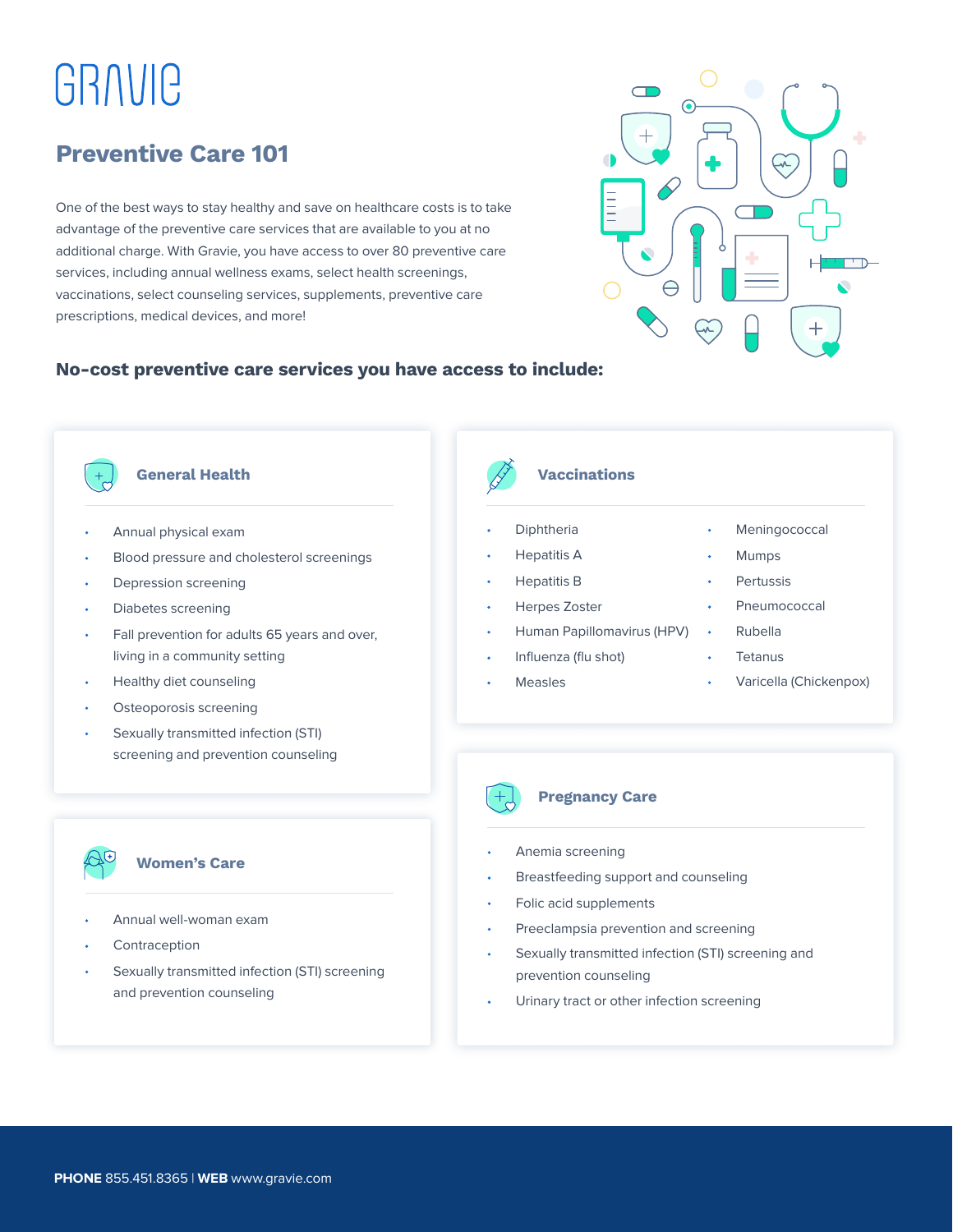# GRAVIE

## Preventive Care 101

One of the best ways to stay healthy and save on healthcare costs is to take advantage of the preventive care services that are available to you at no additional charge. With Gravie, you have access to over 80 preventive care services, including annual wellness exams, select health screenings, vaccinations, select counseling services, supplements, preventive care prescriptions, medical devices, and more!

## No-cost preventive care services you have access to include:

### General Health

- Annual physical exam
- Blood pressure and cholesterol screenings
- Depression screening
- Diabetes screening
- Fall prevention for adults 65 years and over, living in a community setting
- Healthy diet counseling
- Osteoporosis screening
- Sexually transmitted infection (STI) screening and prevention counseling

### Women's Care

- Annual well-woman exam
- Contraception
- Sexually transmitted infection (STI) screening and prevention counseling

### Vaccinations

- Diphtheria
- Hepatitis A
- Hepatitis B
- Herpes Zoster
- Human Papillomavirus (HPV)
- Influenza (flu shot)
- Measles
- Meningococcal
- Mumps
- Pertussis
- Pneumococcal
- Rubella
- Tetanus
- Varicella (Chickenpox)

### Pregnancy Care

- Anemia screening
- Breastfeeding support and counseling
- Folic acid supplements
- Preeclampsia prevention and screening
- Sexually transmitted infection (STI) screening and prevention counseling
- Urinary tract or other infection screening

**PHONE** 855.451.8365 | **WEB** www.gravie.com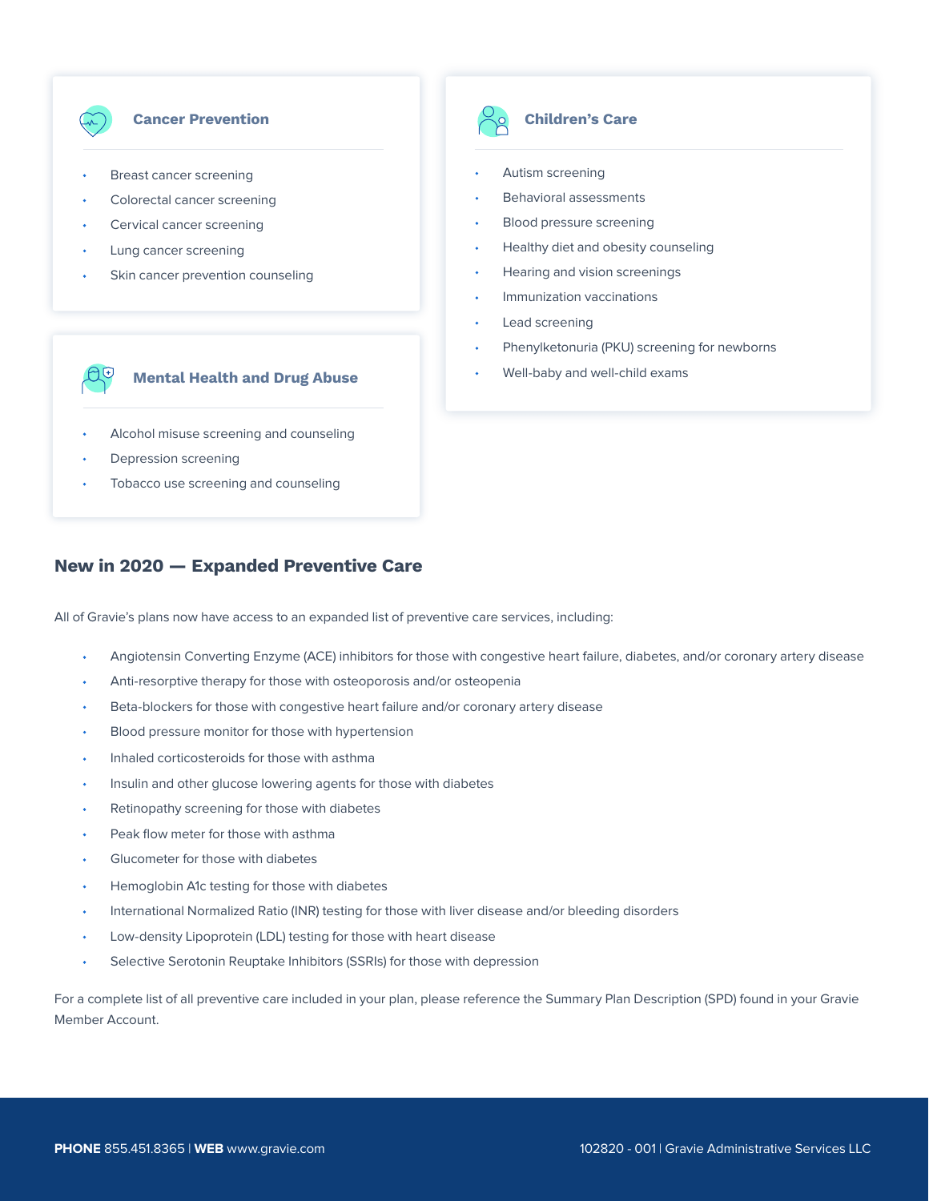### Cancer Prevention

- Breast cancer screening
- Colorectal cancer screening
- Cervical cancer screening
- Lung cancer screening
- Skin cancer prevention counseling

### Mental Health and Drug Abuse

- Alcohol misuse screening and counseling
- Depression screening
- Tobacco use screening and counseling

### Children's Care

- Autism screening
- Behavioral assessments
- Blood pressure screening
- Healthy diet and obesity counseling
- Hearing and vision screenings
- Immunization vaccinations
- Lead screening
- Phenylketonuria (PKU) screening for newborns
- Well-baby and well-child exams

## New in 2020 — Expanded Preventive Care

All of Gravie's plans now have access to an expanded list of preventive care services, including:

- Angiotensin Converting Enzyme (ACE) inhibitors for those with congestive heart failure, diabetes, and/or coronary artery disease
- Anti-resorptive therapy for those with osteoporosis and/or osteopenia
- Beta-blockers for those with congestive heart failure and/or coronary artery disease
- Blood pressure monitor for those with hypertension
- Inhaled corticosteroids for those with asthma
- Insulin and other glucose lowering agents for those with diabetes
- Retinopathy screening for those with diabetes
- Peak flow meter for those with asthma
- Glucometer for those with diabetes
- Hemoglobin A1c testing for those with diabetes
- International Normalized Ratio (INR) testing for those with liver disease and/or bleeding disorders
- Low-density Lipoprotein (LDL) testing for those with heart disease
- Selective Serotonin Reuptake Inhibitors (SSRIs) for those with depression

For a complete list of all preventive care included in your plan, please reference the Summary Plan Description (SPD) found in your Gravie Member Account.

**PHONE** 855.451.8365 | **WEB** www.gravie.com

102820 - 001 | Gravie Administrative Services LLC